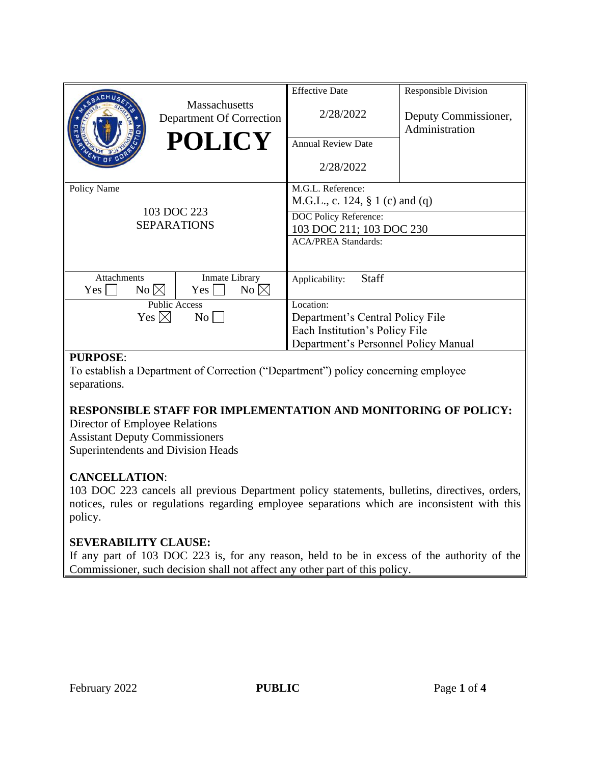| Massachusetts Department Of Correction **POLICY** | Effective Date 2/28/2022 | Responsible Division Deputy Commissioner, Administration |
|---|---|---|
| | Annual Review Date 2/28/2022 | |
| Policy Name: 103 DOC 223 SEPARATIONS | M.G.L. Reference: M.G.L., c. 124, § 1 (c) and (q) | |
| | DOC Policy Reference: 103 DOC 211; 103 DOC 230 | |
| | ACA/PREA Standards: | |
| Attachments: Yes ☐ No ☒ / Inmate Library: Yes ☐ No ☒ | Applicability: Staff | |
| Public Access: Yes ☒ No ☐ | Location: Department's Central Policy File; Each Institution's Policy File; Department's Personnel Policy Manual | |

**PURPOSE**:
To establish a Department of Correction ("Department") policy concerning employee separations.

**RESPONSIBLE STAFF FOR IMPLEMENTATION AND MONITORING OF POLICY:**
Director of Employee Relations
Assistant Deputy Commissioners
Superintendents and Division Heads

**CANCELLATION**:
103 DOC 223 cancels all previous Department policy statements, bulletins, directives, orders, notices, rules or regulations regarding employee separations which are inconsistent with this policy.

**SEVERABILITY CLAUSE:**
If any part of 103 DOC 223 is, for any reason, held to be in excess of the authority of the Commissioner, such decision shall not affect any other part of this policy.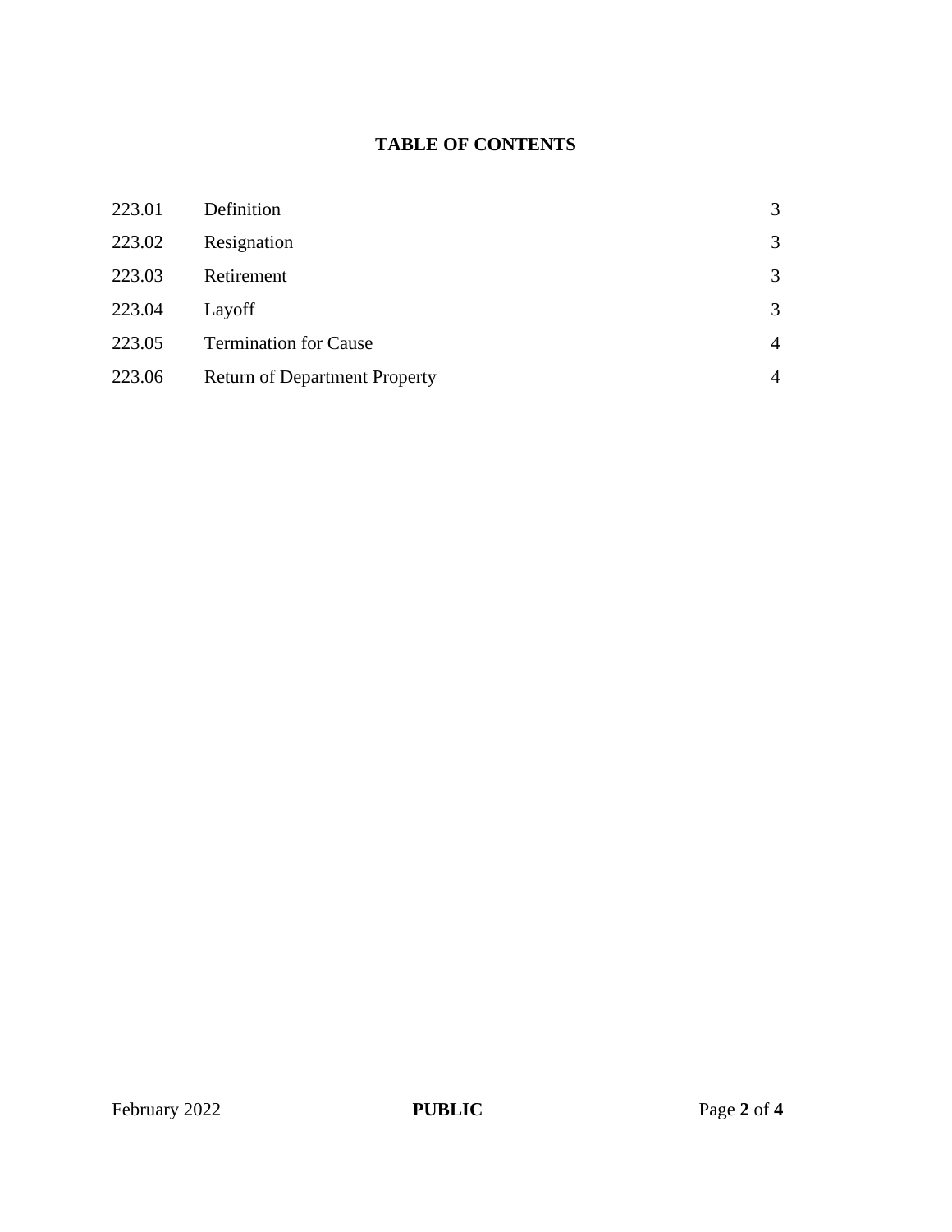## TABLE OF CONTENTS

| | | |
|---|---|---|
| 223.01 | Definition | 3 |
| 223.02 | Resignation | 3 |
| 223.03 | Retirement | 3 |
| 223.04 | Layoff | 3 |
| 223.05 | Termination for Cause | 4 |
| 223.06 | Return of Department Property | 4 |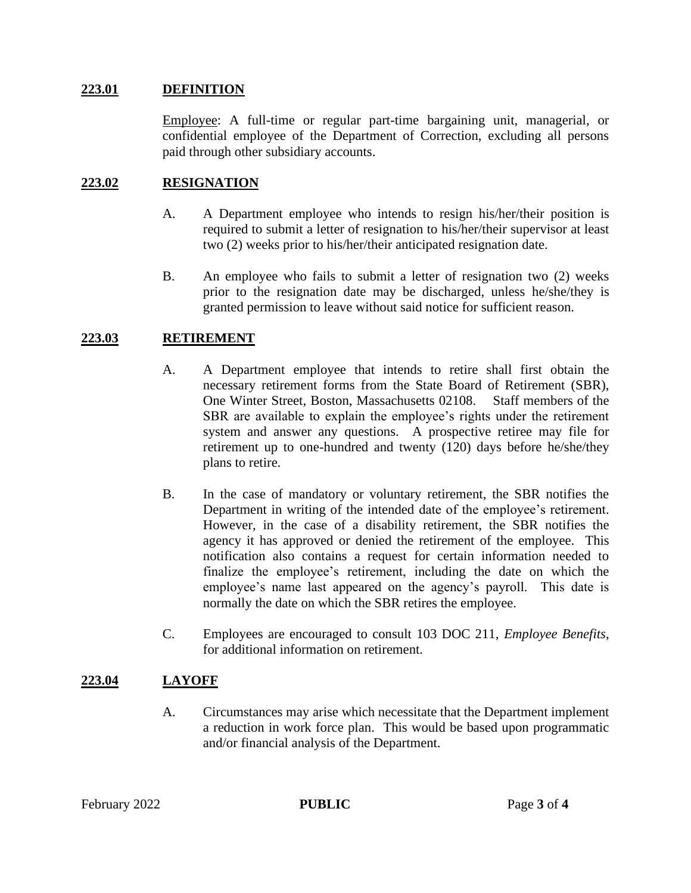## 223.01 DEFINITION

Employee: A full-time or regular part-time bargaining unit, managerial, or confidential employee of the Department of Correction, excluding all persons paid through other subsidiary accounts.

## 223.02 RESIGNATION

A. A Department employee who intends to resign his/her/their position is required to submit a letter of resignation to his/her/their supervisor at least two (2) weeks prior to his/her/their anticipated resignation date.

B. An employee who fails to submit a letter of resignation two (2) weeks prior to the resignation date may be discharged, unless he/she/they is granted permission to leave without said notice for sufficient reason.

## 223.03 RETIREMENT

A. A Department employee that intends to retire shall first obtain the necessary retirement forms from the State Board of Retirement (SBR), One Winter Street, Boston, Massachusetts 02108. Staff members of the SBR are available to explain the employee's rights under the retirement system and answer any questions. A prospective retiree may file for retirement up to one-hundred and twenty (120) days before he/she/they plans to retire.

B. In the case of mandatory or voluntary retirement, the SBR notifies the Department in writing of the intended date of the employee's retirement. However, in the case of a disability retirement, the SBR notifies the agency it has approved or denied the retirement of the employee. This notification also contains a request for certain information needed to finalize the employee's retirement, including the date on which the employee's name last appeared on the agency's payroll. This date is normally the date on which the SBR retires the employee.

C. Employees are encouraged to consult 103 DOC 211, *Employee Benefits*, for additional information on retirement.

## 223.04 LAYOFF

A. Circumstances may arise which necessitate that the Department implement a reduction in work force plan. This would be based upon programmatic and/or financial analysis of the Department.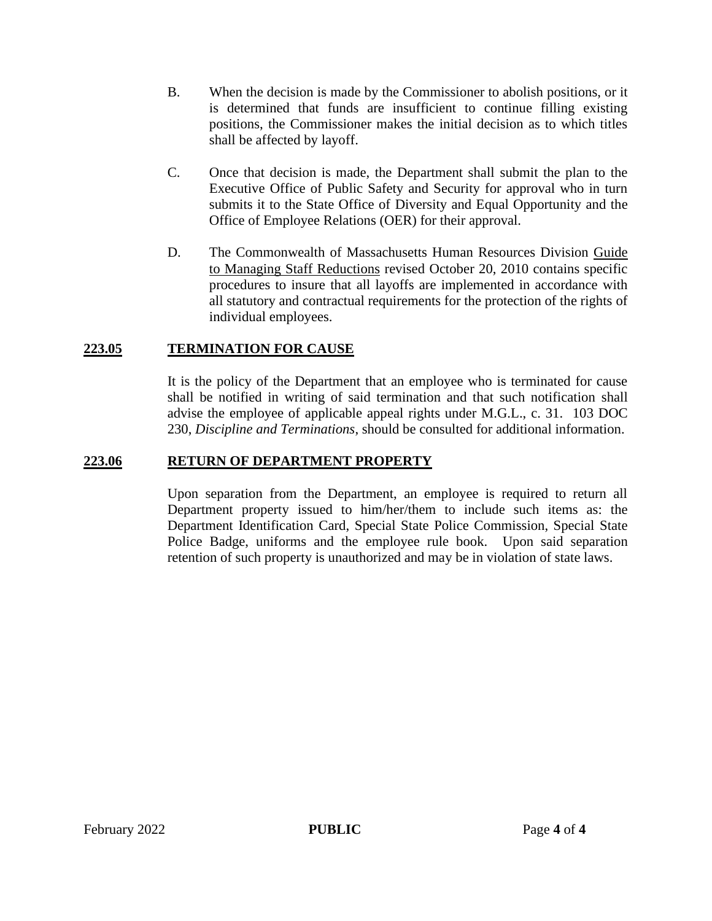B. When the decision is made by the Commissioner to abolish positions, or it is determined that funds are insufficient to continue filling existing positions, the Commissioner makes the initial decision as to which titles shall be affected by layoff.

C. Once that decision is made, the Department shall submit the plan to the Executive Office of Public Safety and Security for approval who in turn submits it to the State Office of Diversity and Equal Opportunity and the Office of Employee Relations (OER) for their approval.

D. The Commonwealth of Massachusetts Human Resources Division Guide to Managing Staff Reductions revised October 20, 2010 contains specific procedures to insure that all layoffs are implemented in accordance with all statutory and contractual requirements for the protection of the rights of individual employees.

## 223.05 TERMINATION FOR CAUSE

It is the policy of the Department that an employee who is terminated for cause shall be notified in writing of said termination and that such notification shall advise the employee of applicable appeal rights under M.G.L., c. 31. 103 DOC 230, *Discipline and Terminations*, should be consulted for additional information.

## 223.06 RETURN OF DEPARTMENT PROPERTY

Upon separation from the Department, an employee is required to return all Department property issued to him/her/them to include such items as: the Department Identification Card, Special State Police Commission, Special State Police Badge, uniforms and the employee rule book. Upon said separation retention of such property is unauthorized and may be in violation of state laws.